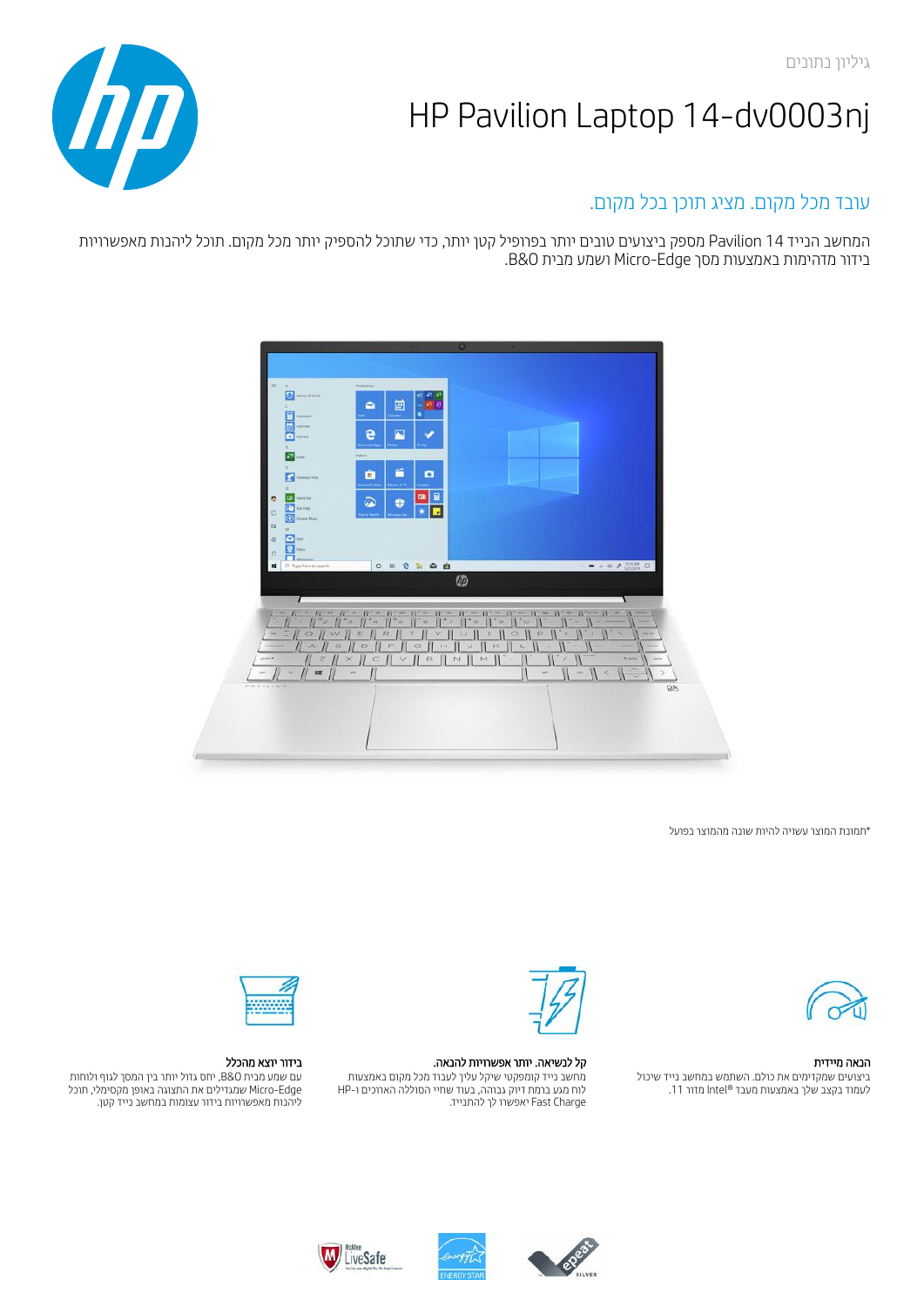גיליון נתונים

# HP Pavilion Laptop 14-dv0003nj

## עובד מכל מקום. מציג תוכן בכל מקום.

המחשב הנייד Pavilion 14 מספק ביצועים טובים יותר בפרופיל קטן יותר, כדי שתוכל להספיק יותר מכל מקום. תוכל ליהנות מאפשרויות בידור מדהימות באמצעות מסך Micro-Edge ושמע מבית B&O.

*תמונת המוצר עשויה להיות שונה מהמוצר בפועל

**הנאה מיידית**
ביצועים שמקדימים את כולם. השתמש במחשב נייד שיכול לעמוד בקצב שלך באמצעות מעבד ®Intel מדור 11.

**קל לנשיאה. יותר אפשרויות להנאה.**
מחשב נייד קומפקטי שיקל עליך לעבוד מכל מקום באמצעות לוח מגע ברמת דיוק גבוהה, בעוד שתי הסוללה הארוכים ו-HP Fast Charge יאפשרו לך להתניע.

**בידור יוצא מהכלל**
עם שמע מבית B&O, יחס גדול יותר בין המסך לגוף ולוחות Micro-Edge שמגדילים את התצוגה באופן מקסימלי, תוכל ליהנות מאפשרויות בידור עצומות במחשב נייד קטן.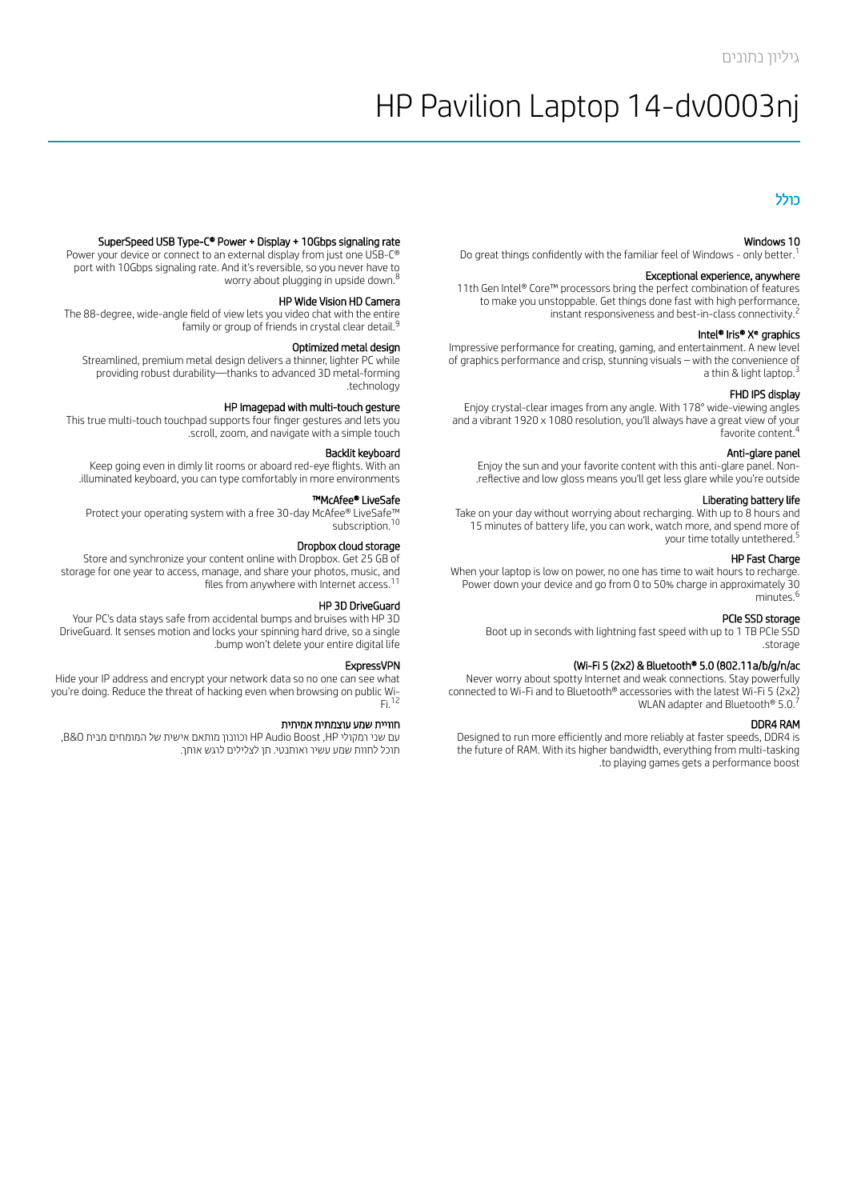גיליון נתונים

# HP Pavilion Laptop 14-dv0003nj

## כולל

### Windows 10
Do great things confidently with the familiar feel of Windows - only better.[1]

### Exceptional experience, anywhere
11th Gen Intel® Core™ processors bring the perfect combination of features to make you unstoppable. Get things done fast with high performance, instant responsiveness and best-in-class connectivity.[2]

### Intel® Iris® Xᵉ graphics
Impressive performance for creating, gaming, and entertainment. A new level of graphics performance and crisp, stunning visuals – with the convenience of a thin & light laptop.[3]

### FHD IPS display
Enjoy crystal-clear images from any angle. With 178° wide-viewing angles and a vibrant 1920 x 1080 resolution, you'll always have a great view of your favorite content.[4]

### Anti-glare panel
Enjoy the sun and your favorite content with this anti-glare panel. Non-reflective and low gloss means you'll get less glare while you're outside.

### Liberating battery life
Take on your day without worrying about recharging. With up to 8 hours and 15 minutes of battery life, you can work, watch more, and spend more of your time totally untethered.[5]

### HP Fast Charge
When your laptop is low on power, no one has time to wait hours to recharge. Power down your device and go from 0 to 50% charge in approximately 30 minutes.[6]

### PCIe SSD storage
Boot up in seconds with lightning fast speed with up to 1 TB PCIe SSD storage.

### Wi-Fi 5 (2x2) & Bluetooth® 5.0 (802.11a/b/g/n/ac)
Never worry about spotty Internet and weak connections. Stay powerfully connected to Wi-Fi and to Bluetooth® accessories with the latest Wi-Fi 5 (2x2) WLAN adapter and Bluetooth® 5.0.[7]

### DDR4 RAM
Designed to run more efficiently and more reliably at faster speeds, DDR4 is the future of RAM. With its higher bandwidth, everything from multi-tasking to playing games gets a performance boost.

### SuperSpeed USB Type-C® Power + Display + 10Gbps signaling rate
Power your device or connect to an external display from just one USB-C® port with 10Gbps signaling rate. And it's reversible, so you never have to worry about plugging in upside down.[8]

### HP Wide Vision HD Camera
The 88-degree, wide-angle field of view lets you video chat with the entire family or group of friends in crystal clear detail.[9]

### Optimized metal design
Streamlined, premium metal design delivers a thinner, lighter PC while providing robust durability—thanks to advanced 3D metal-forming technology.

### HP Imagepad with multi-touch gesture
This true multi-touch touchpad supports four finger gestures and lets you scroll, zoom, and navigate with a simple touch.

### Backlit keyboard
Keep going even in dimly lit rooms or aboard red-eye flights. With an illuminated keyboard, you can type comfortably in more environments.

### McAfee® LiveSafe™
Protect your operating system with a free 30-day McAfee® LiveSafe™ subscription.[10]

### Dropbox cloud storage
Store and synchronize your content online with Dropbox. Get 25 GB of storage for one year to access, manage, and share your photos, music, and files from anywhere with Internet access.[11]

### HP 3D DriveGuard
Your PC's data stays safe from accidental bumps and bruises with HP 3D DriveGuard. It senses motion and locks your spinning hard drive, so a single bump won't delete your entire digital life.

### ExpressVPN
Hide your IP address and encrypt your network data so no one can see what you're doing. Reduce the threat of hacking even when browsing on public Wi-Fi.[12]

### חוויית שמע עוצמתית אמיתית
עם שני רמקולי HP, ‏HP Audio Boost וכוונון מותאם אישית של המומחים מבית B&O, תוכל לחוות שמע עשיר ואותנטי. תן לצלילים לרגש אותך.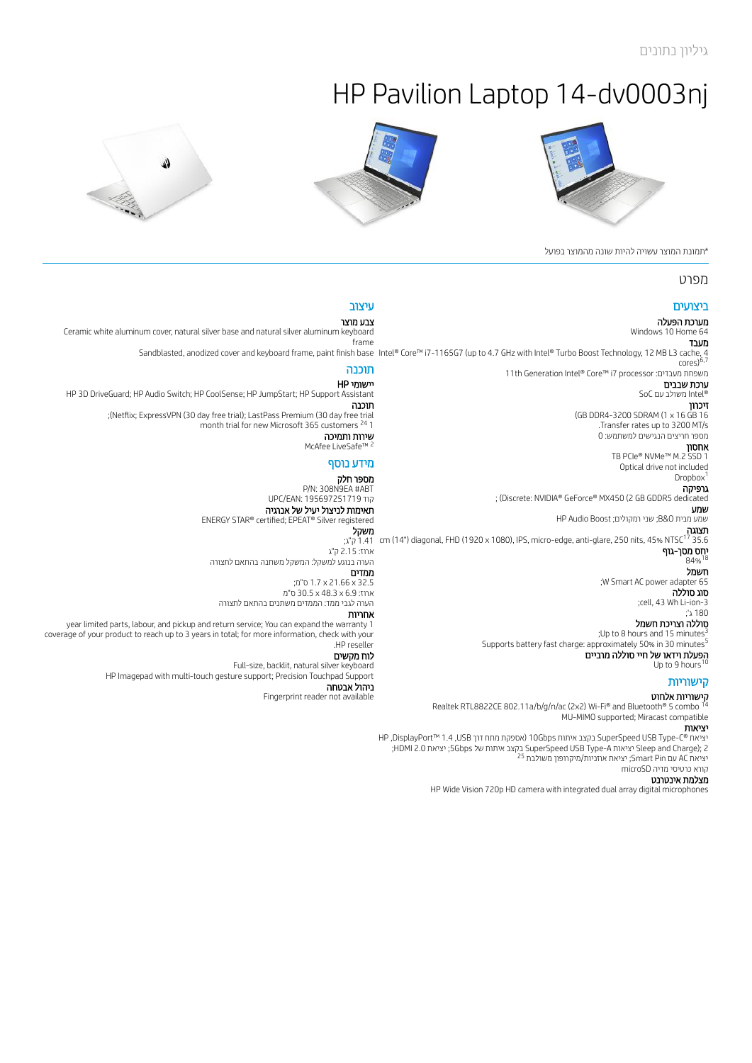גיליון נתונים

# HP Pavilion Laptop 14-dv0003nj

*תמונת המוצר עשויה להיות שונה מהמוצר בפועל

## מפרט

### ביצועים

**מערכת הפעלה**
Windows 10 Home 64

**מעבד**
Intel® Core™ i7-1165G7 (up to 4.7 GHz with Intel® Turbo Boost Technology, 12 MB L3 cache, 4 cores)[6,7]
משפחת מעבדים: 11th Generation Intel® Core™ i7 processor

**ערכת שבבים**
Intel® משולב עם SoC

**זיכרון**
16 GB DDR4-3200 SDRAM (1 x 16 GB)
Transfer rates up to 3200 MT/s.
מספר חריצים הנגישים למשתמש: 0

**אחסון**
1 TB PCIe® NVMe™ M.2 SSD
Optical drive not included
Dropbox[1]

**גרפיקה**
Discrete: NVIDIA® GeForce® MX450 (2 GB GDDR5 dedicated);

**שמע**
שמע מבית B&O; שני רמקולים; HP Audio Boost

**תצוגה**
35.6 cm (14") diagonal, FHD (1920 x 1080), IPS, micro-edge, anti-glare, 250 nits, 45% NTSC[17]

**יחס מסך-גוף**
84%[18]

**חשמל**
65 W Smart AC power adapter;

**סוג סוללה**
3-cell, 43 Wh Li-ion;
180 ג';

**סוללה וצריכת חשמל**
Up to 8 hours and 15 minutes[3];
Supports battery fast charge: approximately 50% in 30 minutes[5]

**הפעלת וידאו של חיי סוללה מרביים**
Up to 9 hours[10]

### קישוריות

**קישוריות אלחוט**
Realtek RTL8822CE 802.11a/b/g/n/ac (2x2) Wi-Fi® and Bluetooth® 5 combo[14]
MU-MIMO supported; Miracast compatible

**יציאות**
יציאת SuperSpeed USB Type-C® בקצב איתות 10Gbps (אספקת מתח דרך USB, ‏DisplayPort™ 1.4, ‏HP Sleep and Charge); 2 יציאות SuperSpeed USB Type-A בקצב איתות של 5Gbps; יציאת HDMI 2.0;
יציאת AC עם Smart Pin; יציאת אוזניות/מיקרופון משולבת[25]
קורא כרטיסי מדיה microSD

**מצלמת אינטרנט**
HP Wide Vision 720p HD camera with integrated dual array digital microphones

### עיצוב

**צבע מוצר**
Ceramic white aluminum cover, natural silver base and natural silver aluminum keyboard frame
Sandblasted, anodized cover and keyboard frame, paint finish base

### תוכנה

**יישומי HP**
HP 3D DriveGuard; HP Audio Switch; HP CoolSense; HP JumpStart; HP Support Assistant

**תוכנה**
Netflix; ExpressVPN (30 day free trial); LastPass Premium (30 day free trial);
1 month trial for new Microsoft 365 customers[24]

**שירות ותמיכה**
McAfee LiveSafe™[2]

### מידע נוסף

**מספר חלק**
P/N: 308N9EA #ABT
קוד UPC/EAN: 195697251719

**תאימות לניצול יעיל של אנרגיה**
ENERGY STAR® certified; EPEAT® Silver registered

**משקל**
1.41 ק"ג;
ארוז: 2.15 ק"ג
הערה בנוגע למשקל: המשקל משתנה בהתאם לתצורה

**ממדים**
32.5 x 21.66 x 1.7 ס"מ;
ארוז: 6.9 x 48.3 x 30.5 ס"מ
הערה לגבי ממד: הממדים משתנים בהתאם לתצורה

**אחריות**
1 year limited parts, labour, and pickup and return service; You can expand the warranty coverage of your product to reach up to 3 years in total; for more information, check with your HP reseller.

**לוח מקשים**
Full-size, backlit, natural silver keyboard
HP Imagepad with multi-touch gesture support; Precision Touchpad Support

**ניהול אבטחה**
Fingerprint reader not available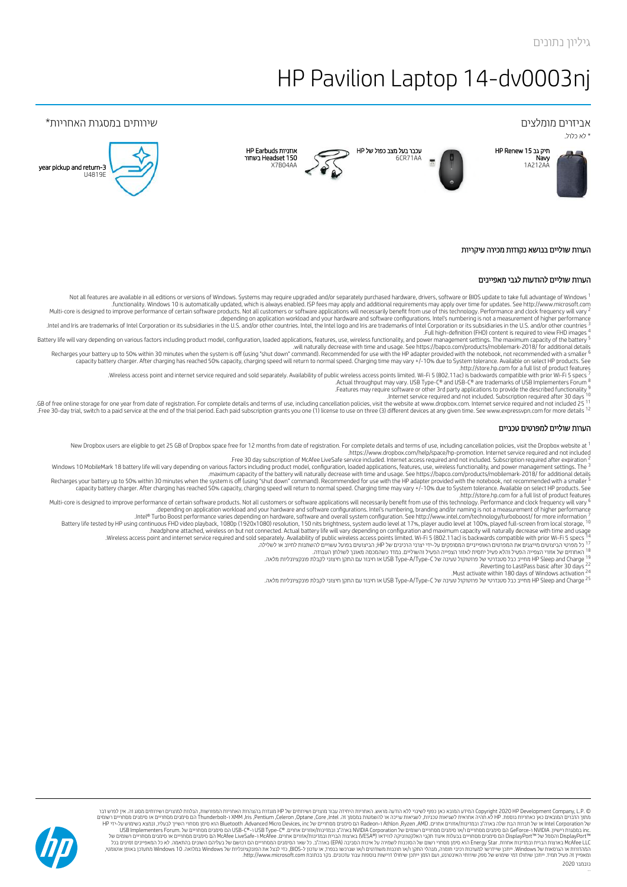גיליון נתונים

# HP Pavilion Laptop 14-dv0003nj

## אביזרים מומלצים

\* לא כלול.

תיק גב HP Renew 15 Navy
1A212AA

עכבר בעל מצב כפול של HP
6CR71AA

אוזניות HP Earbuds Headset 150 בשחור
X7B04AA

## שירותים במסגרת האחריות*

3-year pickup and return
U4819E

### הערות שוליים בנושא נקודות מכירה עיקריות

### הערות שוליים להודעות לגבי מאפיינים

[1] Not all features are available in all editions or versions of Windows. Systems may require upgraded and/or separately purchased hardware, drivers, software or BIOS update to take full advantage of Windows functionality. Windows 10 is automatically updated, which is always enabled. ISP fees may apply and additional requirements may apply over time for updates. See http://www.microsoft.com.

[2] Multi-core is designed to improve performance of certain software products. Not all customers or software applications will necessarily benefit from use of this technology. Performance and clock frequency will vary depending on application workload and your hardware and software configurations. Intel's numbering is not a measurement of higher performance.

[3] Intel and Iris are trademarks of Intel Corporation or its subsidiaries in the U.S. and/or other countries. Intel, the Intel logo and Iris are trademarks of Intel Corporation or its subsidiaries in the U.S. and/or other countries.

[4] Full high-definition (FHD) content is required to view FHD images.

[5] Battery life will vary depending on various factors including product model, configuration, loaded applications, features, use, wireless functionality, and power management settings. The maximum capacity of the battery will naturally decrease with time and usage. See https://bapco.com/products/mobilemark-2018/ for additional details.

[6] Recharges your battery up to 50% within 30 minutes when the system is off (using "shut down" command). Recommended for use with the HP adapter provided with the notebook, not recommended with a smaller capacity battery charger. After charging has reached 50% capacity, charging speed will return to normal speed. Charging time may vary +/-10% due to System tolerance. Available on select HP products. See http://store.hp.com for a full list of product features.

[7] Wireless access point and internet service required and sold separately. Availability of public wireless access points limited. Wi-Fi 5 (802.11ac) is backwards compatible with prior Wi-Fi 5 specs.

[8] Actual throughput may vary. USB Type-C® and USB-C® are trademarks of USB Implementers Forum.

[9] Features may require software or other 3rd party applications to provide the described functionality.

[10] Internet service required and not included. Subscription required after 30 days.

[11] 25 GB of free online storage for one year from date of registration. For complete details and terms of use, including cancellation policies, visit the website at www.dropbox.com. Internet service required and not included.

Free 30-day trial, switch to a paid service at the end of the trial period. Each paid subscription grants you one (1) license to use on three (3) different devices at any given time. See www.expressvpn.com for more details.

### הערות שוליים למפרטים טכניים

[1] New Dropbox users are eligible to get 25 GB of Dropbox space free for 12 months from date of registration. For complete details and terms of use, including cancellation policies, visit the Dropbox website at https://www.dropbox.com/help/space/hp-promotion. Internet service required and not included.

[2] Free 30 day subscription of McAfee LiveSafe service included. Internet access required and not included. Subscription required after expiration.

[3] Windows 10 MobileMark 18 battery life will vary depending on various factors including product model, configuration, loaded applications, features, use, wireless functionality, and power management settings. The maximum capacity of the battery will naturally decrease with time and usage. See https://bapco.com/products/mobilemark-2018/ for additional details.

[5] Recharges your battery up to 50% within 30 minutes when the system is off (using "shut down" command). Recommended for use with the HP adapter provided with the notebook, not recommended with a smaller capacity battery charger. After charging has reached 50% capacity, charging speed will return to normal speed. Charging time may vary +/-10% due to System tolerance. Available on select HP products. See http://store.hp.com for a full list of product features.

[6] Multi-core is designed to improve performance of certain software products. Not all customers or software applications will necessarily benefit from use of this technology. Performance and clock frequency will vary depending on application workload and your hardware and software configurations. Intel's numbering, branding and/or naming is not a measurement of higher performance.

[7] Intel® Turbo Boost performance varies depending on hardware, software and overall system configuration. See http://www.intel.com/technology/turboboost/ for more information.

[10] Battery life tested by HP using continuous FHD video playback, 1080p (1920x1080) resolution, 150 nits brightness, system audio level at 17%, player audio level at 100%, played full-screen from local storage, headphone attached, wireless on but not connected. Actual battery life will vary depending on configuration and maximum capacity will naturally decrease with time and usage.

[14] Wireless access point and internet service required and sold separately. Availability of public wireless access points limited. Wi-Fi 5 (802.11ac) is backwards compatible with prior Wi-Fi 5 specs.

[17] כל מפרטי הביצועים מייצגים את המפרטים האופייניים המסופקים על-ידי יצרני הרכיבים של HP; הביצועים בפועל עשויים להשתנות לחיוב או לשלילה.

[18] האחוזים של אזורי הצפייה הפעיל והלא פעיל יחסית לאזור הצפייה הפעיל השלילית. נמדד כשהמכסה מאונך לשולחן העבודה.

[19] HP Sleep and Charge מחייב כבל סטנדרטי של פרוטוקול טעינה של USB Type-A/Type-C או חיבור עם התקן חיצוני לקבלת פונקציונליות מלאה.

[22] Reverting to LastPass basic after 30 days.

[24] Must activate within 180 days of Windows activation.

[25] HP Sleep and Charge מחייב כבל סטנדרטי של פרוטוקול טעינה של USB Type-A/Type-C או חיבור עם התקן חיצוני לקבלת פונקציונליות מלאה.

© Copyright 2020 HP Development Company, L.P. המידע המובא כאן כפוף לשינוי ללא הודעה מראש. האחריות היחידה עבור מוצרים ושירותים של HP מוגדרת בהצהרות האחריות המפורשות, הכלולות למוצרים ושירותים מסוג זה. אין לפרש דבר מתוך הדברים המובאים כאן כאחריות נוספת. HP לא תהיה אחראית לשגיאות טכניות, לשגיאות עריכה או להשמטות במסמך זה. Intel, Core, Optane, Celeron, Pentium, Iris, XMM ו-Thunderbolt הם סימנים מסחריים או סימנים מסחריים רשומים של Intel Corporation או של חברות הבת שלה בארה"ב ובמדינות/אזורים אחרים. AMD, Ryzen, Athlon ו-Radeon הם סימנים מסחריים של Advanced Micro Devices, Inc. Bluetooth הוא סימן מסחרי השייך לבעליו, ונמצא בשימוש על-ידי HP בהתאם לרישיון. NVIDIA ו-GeForce הם סימנים מסחריים ו/או סימנים מסחריים רשומים של NVIDIA Corporation בארה"ב ובמדינות/אזורים אחרים. USB Type-C® ו-USB-C® הם סימנים מסחריים רשומים של USB Implementers Forum. DisplayPort™ והסמל של DisplayPort™ הם סימנים מסחריים בבעלות איגוד תקני האלקטרוניקה לווידאו (VESA®) בארצות הברית ובמדינות אחרות. McAfee ו-McAfee LiveSafe הם סימנים מסחריים או סימנים מסחריים רשומים של McAfee LLC בארצות הברית ובמדינות אחרות. Energy Star הוא סימן מסחרי רשום של הסוכנות לשמירה על איכות הסביבה (EPA) בארה"ב. כל שאר הסימנים המסחריים הם רכושם של בעליהם השונים בהתאמה. לא כל המאפיינים זמינים בכל המהדורות או הגרסאות של Windows. ייתכן שיידרשו למערכות רכיבי חומרה, מנהלי התקן ו/או תוכנות משודרגים ו/או שנרכשו בנפרד, או עדכון ל-BIOS, כדי לנצל את הפונקציונליות של Windows במלואה. Windows 10 מתעדכן באופן אוטומטי, ומאפיין זה פעיל תמיד. ייתכן שיחולו דמי שימוש של ספק שירותי האינטרנט, ועם הזמן ייתכן שיחולו דרישות נוספות עבור עדכונים. בקר בכתובת http://www.microsoft.com.

נובמבר 2020